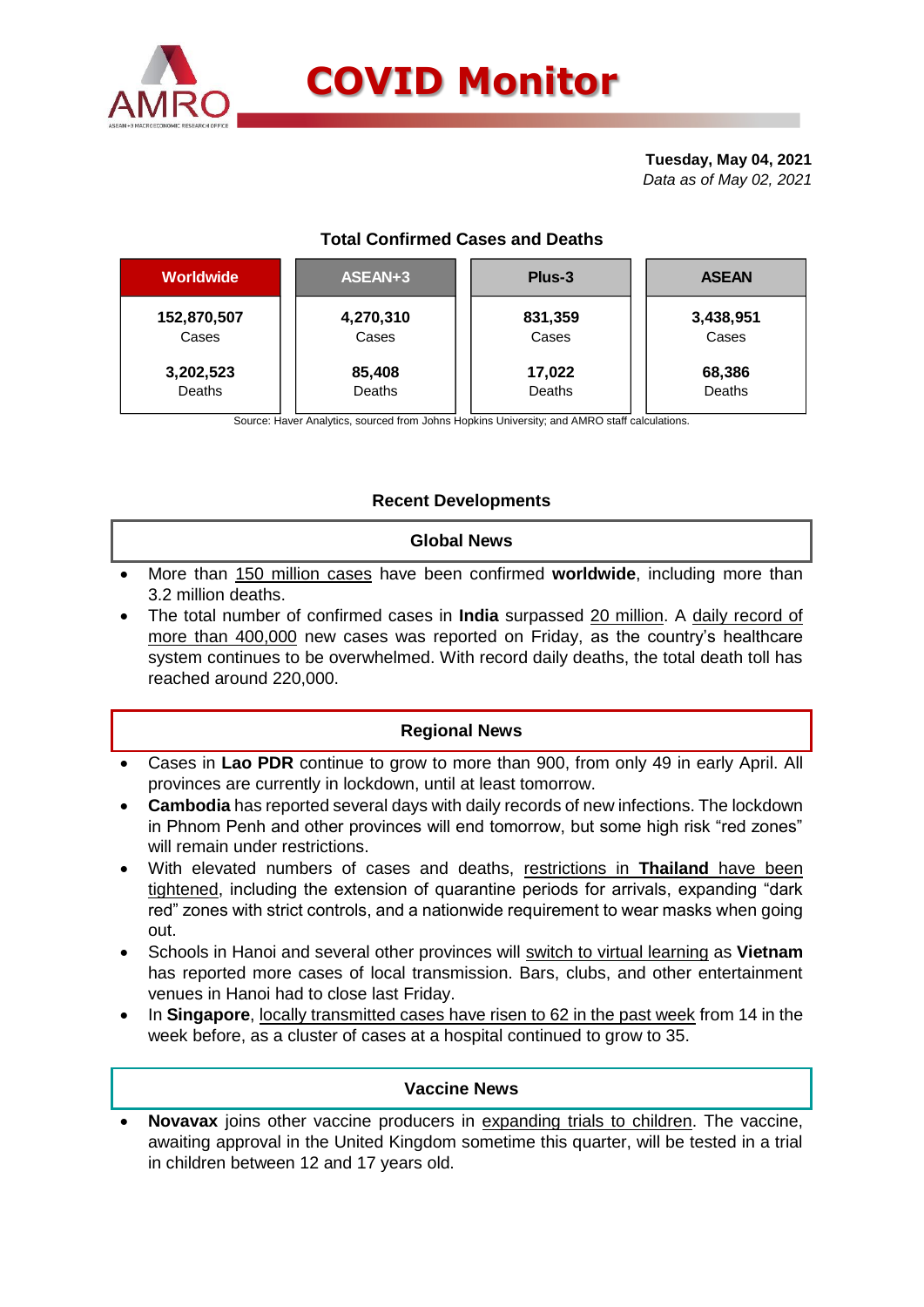# COVID Monitor

**Tuesday, May 04, 2021**
*Data as of May 02, 2021*

## Total Confirmed Cases and Deaths

| Worldwide | ASEAN+3 | Plus-3 | ASEAN |
|---|---|---|---|
| **152,870,507** Cases | **4,270,310** Cases | **831,359** Cases | **3,438,951** Cases |
| **3,202,523** Deaths | **85,408** Deaths | **17,022** Deaths | **68,386** Deaths |

Source: Haver Analytics, sourced from Johns Hopkins University; and AMRO staff calculations.

## Recent Developments

### Global News

- More than 150 million cases have been confirmed **worldwide**, including more than 3.2 million deaths.
- The total number of confirmed cases in **India** surpassed 20 million. A daily record of more than 400,000 new cases was reported on Friday, as the country's healthcare system continues to be overwhelmed. With record daily deaths, the total death toll has reached around 220,000.

### Regional News

- Cases in **Lao PDR** continue to grow to more than 900, from only 49 in early April. All provinces are currently in lockdown, until at least tomorrow.
- **Cambodia** has reported several days with daily records of new infections. The lockdown in Phnom Penh and other provinces will end tomorrow, but some high risk "red zones" will remain under restrictions.
- With elevated numbers of cases and deaths, restrictions in **Thailand** have been tightened, including the extension of quarantine periods for arrivals, expanding "dark red" zones with strict controls, and a nationwide requirement to wear masks when going out.
- Schools in Hanoi and several other provinces will switch to virtual learning as **Vietnam** has reported more cases of local transmission. Bars, clubs, and other entertainment venues in Hanoi had to close last Friday.
- In **Singapore**, locally transmitted cases have risen to 62 in the past week from 14 in the week before, as a cluster of cases at a hospital continued to grow to 35.

### Vaccine News

- **Novavax** joins other vaccine producers in expanding trials to children. The vaccine, awaiting approval in the United Kingdom sometime this quarter, will be tested in a trial in children between 12 and 17 years old.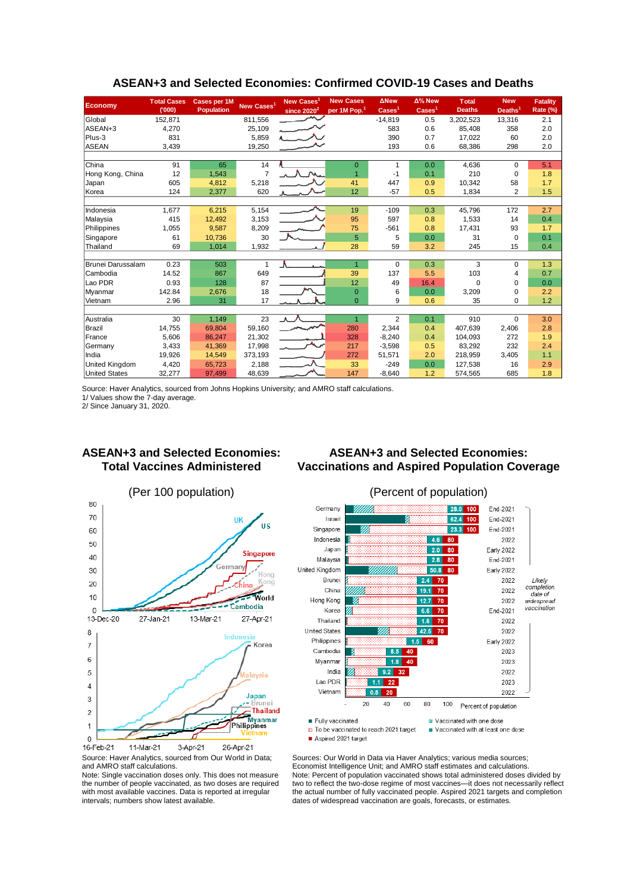## ASEAN+3 and Selected Economies: Confirmed COVID-19 Cases and Deaths

| Economy | Total Cases ('000) | Cases per 1M Population | New Cases[1] | New Cases[1] since 2020[2] | New Cases per 1M Pop.[1] | ΔNew Cases[1] | Δ% New Cases[1] | Total Deaths | New Deaths[1] | Fatality Rate (%) |
|---|---|---|---|---|---|---|---|---|---|---|
| Global | 152,871 | | 811,556 | | | -14,819 | 0.5 | 3,202,523 | 13,316 | 2.1 |
| ASEAN+3 | 4,270 | | 25,109 | | | 583 | 0.6 | 85,408 | 358 | 2.0 |
| Plus-3 | 831 | | 5,859 | | | 390 | 0.7 | 17,022 | 60 | 2.0 |
| ASEAN | 3,439 | | 19,250 | | | 193 | 0.6 | 68,386 | 298 | 2.0 |
| | | | | | | | | | | |
| China | 91 | 65 | 14 | | 0 | 1 | 0.0 | 4,636 | 0 | 5.1 |
| Hong Kong, China | 12 | 1,543 | 7 | | 1 | -1 | 0.1 | 210 | 0 | 1.8 |
| Japan | 605 | 4,812 | 5,218 | | 41 | 447 | 0.9 | 10,342 | 58 | 1.7 |
| Korea | 124 | 2,377 | 620 | | 12 | -57 | 0.5 | 1,834 | 2 | 1.5 |
| | | | | | | | | | | |
| Indonesia | 1,677 | 6,215 | 5,154 | | 19 | -109 | 0.3 | 45,796 | 172 | 2.7 |
| Malaysia | 415 | 12,492 | 3,153 | | 95 | 597 | 0.8 | 1,533 | 14 | 0.4 |
| Philippines | 1,055 | 9,587 | 8,209 | | 75 | -561 | 0.8 | 17,431 | 93 | 1.7 |
| Singapore | 61 | 10,736 | 30 | | 5 | 5 | 0.0 | 31 | 0 | 0.1 |
| Thailand | 69 | 1,014 | 1,932 | | 28 | 59 | 3.2 | 245 | 15 | 0.4 |
| | | | | | | | | | | |
| Brunei Darussalam | 0.23 | 503 | 1 | | 1 | 0 | 0.3 | 3 | 0 | 1.3 |
| Cambodia | 14.52 | 867 | 649 | | 39 | 137 | 5.5 | 103 | 4 | 0.7 |
| Lao PDR | 0.93 | 128 | 87 | | 12 | 49 | 16.4 | 0 | 0 | 0.0 |
| Myanmar | 142.84 | 2,676 | 18 | | 0 | 6 | 0.0 | 3,209 | 0 | 2.2 |
| Vietnam | 2.96 | 31 | 17 | | 0 | 9 | 0.6 | 35 | 0 | 1.2 |
| | | | | | | | | | | |
| Australia | 30 | 1,149 | 23 | | 1 | 2 | 0.1 | 910 | 0 | 3.0 |
| Brazil | 14,755 | 69,804 | 59,160 | | 280 | 2,344 | 0.4 | 407,639 | 2,406 | 2.8 |
| France | 5,606 | 86,247 | 21,302 | | 328 | -8,240 | 0.4 | 104,093 | 272 | 1.9 |
| Germany | 3,433 | 41,369 | 17,998 | | 217 | -3,598 | 0.5 | 83,292 | 232 | 2.4 |
| India | 19,926 | 14,549 | 373,193 | | 272 | 51,571 | 2.0 | 218,959 | 3,405 | 1.1 |
| United Kingdom | 4,420 | 65,723 | 2,188 | | 33 | -249 | 0.0 | 127,538 | 16 | 2.9 |
| United States | 32,277 | 97,499 | 48,639 | | 147 | -8,640 | 1.2 | 574,565 | 685 | 1.8 |

Source: Haver Analytics, sourced from Johns Hopkins University; and AMRO staff calculations.
1/ Values show the 7-day average.
2/ Since January 31, 2020.

## ASEAN+3 and Selected Economies: Total Vaccines Administered

(Per 100 population)

80
70
60
50
40
30
20
10
0
13-Dec-20 27-Jan-21 13-Mar-21 27-Apr-21

UK
US
Singapore
Germany
Hong Kong
China
World
Cambodia

8
7
6
5
4
3
2
1
0
16-Feb-21 11-Mar-21 3-Apr-21 26-Apr-21

Indonesia
Korea
Malaysia
Japan
Brunei
Thailand
Myanmar
Philippines
Vietnam

Source: Haver Analytics, sourced from Our World in Data; and AMRO staff calculations.
Note: Single vaccination doses only. This does not measure the number of people vaccinated, as two doses are required with most available vaccines. Data is reported at irregular intervals; numbers show latest available.

## ASEAN+3 and Selected Economies: Vaccinations and Aspired Population Coverage

(Percent of population)

Germany 28.0 100 End-2021
Israel 62.4 100 End-2021
Singapore 23.3 100 End-2021
Indonesia 4.6 80 2022
Japan 2.0 80 Early 2022
Malaysia 2.8 80 End-2021
United Kingdom 50.8 80 Early 2022
Brunei 2.4 70 2022
China 19.1 70 2022
Hong Kong 12.7 70 2022
Korea 6.6 70 End-2021
Thailand 1.6 70 2022
United States 42.5 70 2022
Philippines 1.5 60 Early 2022
Cambodia 8.5 40 2023
Myanmar 1.8 40 2023
India 9.2 32 2022
Lao PDR 1.1 22 2023
Vietnam 0.6 20 2022

Likely completion date of widespread vaccination

- 20 40 60 80 100 Percent of population

■ Fully vaccinated
▨ Vaccinated with one dose
□ To be vaccinated to reach 2021 target
■ Vaccinated with at least one dose
■ Aspired 2021 target

Sources: Our World in Data via Haver Analytics; various media sources; Economist Intelligence Unit; and AMRO staff estimates and calculations.
Note: Percent of population vaccinated shows total administered doses divided by two to reflect the two-dose regime of most vaccines—it does not necessarily reflect the actual number of fully vaccinated people. Aspired 2021 targets and completion dates of widespread vaccination are goals, forecasts, or estimates.